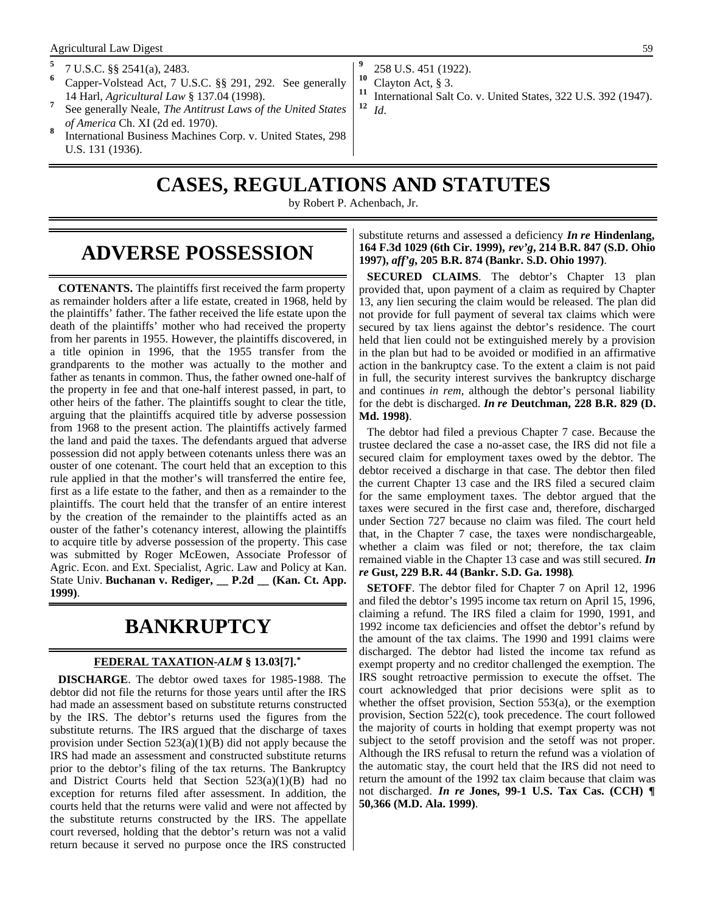[5] 7 U.S.C. §§ 2541(a), 2483.

[6] Capper-Volstead Act, 7 U.S.C. §§ 291, 292. See generally 14 Harl, *Agricultural Law* § 137.04 (1998).

[7] See generally Neale, *The Antitrust Laws of the United States of America* Ch. XI (2d ed. 1970).

[8] International Business Machines Corp. v. United States, 298 U.S. 131 (1936).

[9] 258 U.S. 451 (1922).

[10] Clayton Act, § 3.

[11] International Salt Co. v. United States, 322 U.S. 392 (1947).

[12] *Id*.

# CASES, REGULATIONS AND STATUTES

by Robert P. Achenbach, Jr.

## ADVERSE POSSESSION

**COTENANTS.** The plaintiffs first received the farm property as remainder holders after a life estate, created in 1968, held by the plaintiffs' father. The father received the life estate upon the death of the plaintiffs' mother who had received the property from her parents in 1955. However, the plaintiffs discovered, in a title opinion in 1996, that the 1955 transfer from the grandparents to the mother was actually to the mother and father as tenants in common. Thus, the father owned one-half of the property in fee and that one-half interest passed, in part, to other heirs of the father. The plaintiffs sought to clear the title, arguing that the plaintiffs acquired title by adverse possession from 1968 to the present action. The plaintiffs actively farmed the land and paid the taxes. The defendants argued that adverse possession did not apply between cotenants unless there was an ouster of one cotenant. The court held that an exception to this rule applied in that the mother's will transferred the entire fee, first as a life estate to the father, and then as a remainder to the plaintiffs. The court held that the transfer of an entire interest by the creation of the remainder to the plaintiffs acted as an ouster of the father's cotenancy interest, allowing the plaintiffs to acquire title by adverse possession of the property. This case was submitted by Roger McEowen, Associate Professor of Agric. Econ. and Ext. Specialist, Agric. Law and Policy at Kan. State Univ. **Buchanan v. Rediger, __ P.2d __ (Kan. Ct. App. 1999)**.

## BANKRUPTCY

### FEDERAL TAXATION-*ALM* § 13.03[7].*

**DISCHARGE**. The debtor owed taxes for 1985-1988. The debtor did not file the returns for those years until after the IRS had made an assessment based on substitute returns constructed by the IRS. The debtor's returns used the figures from the substitute returns. The IRS argued that the discharge of taxes provision under Section 523(a)(1)(B) did not apply because the IRS had made an assessment and constructed substitute returns prior to the debtor's filing of the tax returns. The Bankruptcy and District Courts held that Section 523(a)(1)(B) had no exception for returns filed after assessment. In addition, the courts held that the returns were valid and were not affected by the substitute returns constructed by the IRS. The appellate court reversed, holding that the debtor's return was not a valid return because it served no purpose once the IRS constructed substitute returns and assessed a deficiency ***In re* Hindenlang, 164 F.3d 1029 (6th Cir. 1999), *rev'g*, 214 B.R. 847 (S.D. Ohio 1997), *aff'g*, 205 B.R. 874 (Bankr. S.D. Ohio 1997)**.

**SECURED CLAIMS**. The debtor's Chapter 13 plan provided that, upon payment of a claim as required by Chapter 13, any lien securing the claim would be released. The plan did not provide for full payment of several tax claims which were secured by tax liens against the debtor's residence. The court held that lien could not be extinguished merely by a provision in the plan but had to be avoided or modified in an affirmative action in the bankruptcy case. To the extent a claim is not paid in full, the security interest survives the bankruptcy discharge and continues *in rem*, although the debtor's personal liability for the debt is discharged. ***In re* Deutchman, 228 B.R. 829 (D. Md. 1998)**.

The debtor had filed a previous Chapter 7 case. Because the trustee declared the case a no-asset case, the IRS did not file a secured claim for employment taxes owed by the debtor. The debtor received a discharge in that case. The debtor then filed the current Chapter 13 case and the IRS filed a secured claim for the same employment taxes. The debtor argued that the taxes were secured in the first case and, therefore, discharged under Section 727 because no claim was filed. The court held that, in the Chapter 7 case, the taxes were nondischargeable, whether a claim was filed or not; therefore, the tax claim remained viable in the Chapter 13 case and was still secured. ***In re* Gust, 229 B.R. 44 (Bankr. S.D. Ga. 1998)**.

**SETOFF**. The debtor filed for Chapter 7 on April 12, 1996 and filed the debtor's 1995 income tax return on April 15, 1996, claiming a refund. The IRS filed a claim for 1990, 1991, and 1992 income tax deficiencies and offset the debtor's refund by the amount of the tax claims. The 1990 and 1991 claims were discharged. The debtor had listed the income tax refund as exempt property and no creditor challenged the exemption. The IRS sought retroactive permission to execute the offset. The court acknowledged that prior decisions were split as to whether the offset provision, Section 553(a), or the exemption provision, Section 522(c), took precedence. The court followed the majority of courts in holding that exempt property was not subject to the setoff provision and the setoff was not proper. Although the IRS refusal to return the refund was a violation of the automatic stay, the court held that the IRS did not need to return the amount of the 1992 tax claim because that claim was not discharged. ***In re* Jones, 99-1 U.S. Tax Cas. (CCH) ¶ 50,366 (M.D. Ala. 1999)**.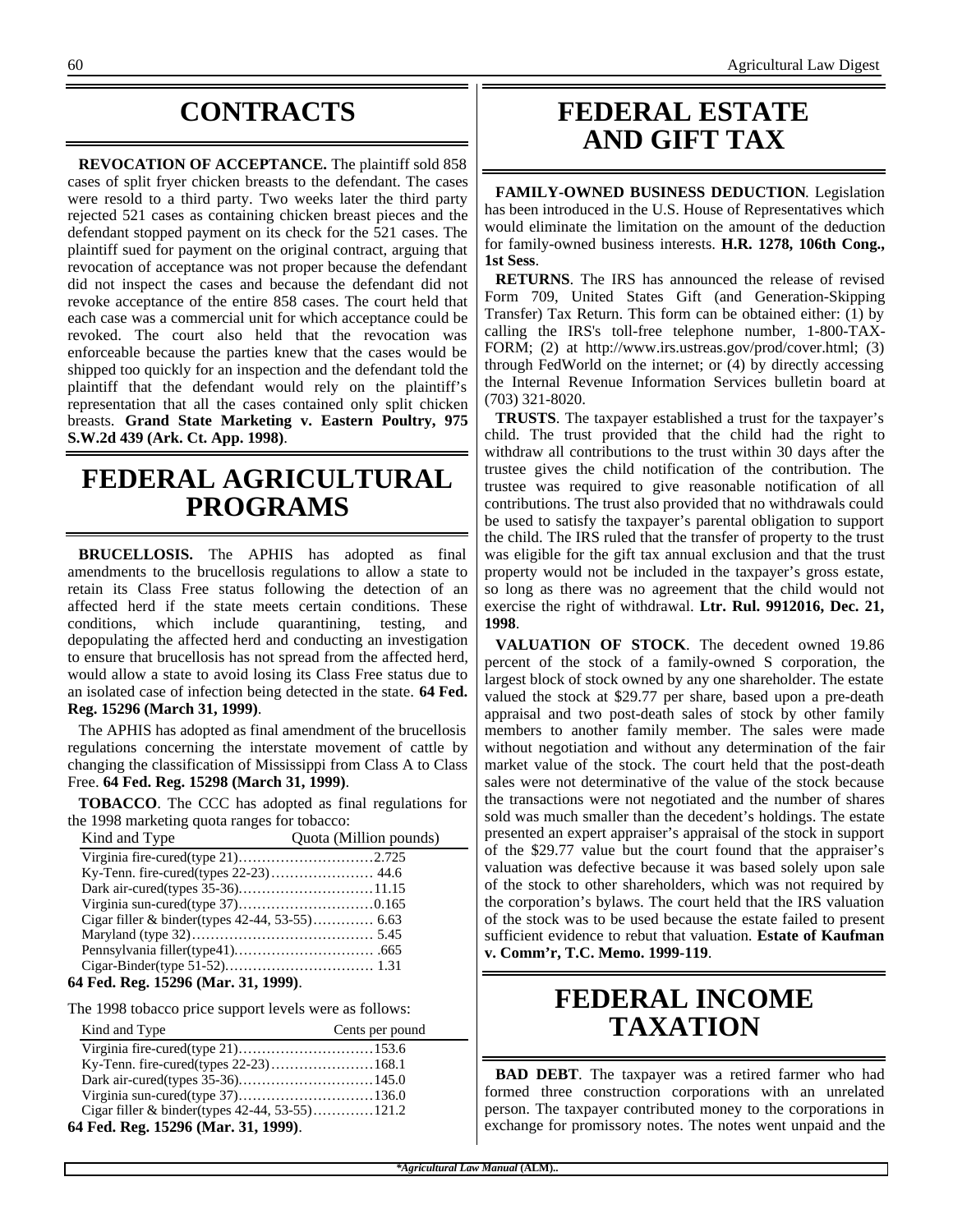# CONTRACTS

**REVOCATION OF ACCEPTANCE.** The plaintiff sold 858 cases of split fryer chicken breasts to the defendant. The cases were resold to a third party. Two weeks later the third party rejected 521 cases as containing chicken breast pieces and the defendant stopped payment on its check for the 521 cases. The plaintiff sued for payment on the original contract, arguing that revocation of acceptance was not proper because the defendant did not inspect the cases and because the defendant did not revoke acceptance of the entire 858 cases. The court held that each case was a commercial unit for which acceptance could be revoked. The court also held that the revocation was enforceable because the parties knew that the cases would be shipped too quickly for an inspection and the defendant told the plaintiff that the defendant would rely on the plaintiff's representation that all the cases contained only split chicken breasts. **Grand State Marketing v. Eastern Poultry, 975 S.W.2d 439 (Ark. Ct. App. 1998)**.

# FEDERAL AGRICULTURAL PROGRAMS

**BRUCELLOSIS.** The APHIS has adopted as final amendments to the brucellosis regulations to allow a state to retain its Class Free status following the detection of an affected herd if the state meets certain conditions. These conditions, which include quarantining, testing, and depopulating the affected herd and conducting an investigation to ensure that brucellosis has not spread from the affected herd, would allow a state to avoid losing its Class Free status due to an isolated case of infection being detected in the state. **64 Fed. Reg. 15296 (March 31, 1999)**.

The APHIS has adopted as final amendment of the brucellosis regulations concerning the interstate movement of cattle by changing the classification of Mississippi from Class A to Class Free. **64 Fed. Reg. 15298 (March 31, 1999)**.

**TOBACCO**. The CCC has adopted as final regulations for the 1998 marketing quota ranges for tobacco:

| Kind and Type | Quota (Million pounds) |
|---|---|
| Virginia fire-cured(type 21) | 2.725 |
| Ky-Tenn. fire-cured(types 22-23) | 44.6 |
| Dark air-cured(types 35-36) | 11.15 |
| Virginia sun-cured(type 37) | 0.165 |
| Cigar filler & binder(types 42-44, 53-55) | 6.63 |
| Maryland (type 32) | 5.45 |
| Pennsylvania filler(type41) | .665 |
| Cigar-Binder(type 51-52) | 1.31 |

**64 Fed. Reg. 15296 (Mar. 31, 1999)**.

The 1998 tobacco price support levels were as follows:

| Kind and Type | Cents per pound |
|---|---|
| Virginia fire-cured(type 21) | 153.6 |
| Ky-Tenn. fire-cured(types 22-23) | 168.1 |
| Dark air-cured(types 35-36) | 145.0 |
| Virginia sun-cured(type 37) | 136.0 |
| Cigar filler & binder(types 42-44, 53-55) | 121.2 |

**64 Fed. Reg. 15296 (Mar. 31, 1999)**.

# FEDERAL ESTATE AND GIFT TAX

**FAMILY-OWNED BUSINESS DEDUCTION**. Legislation has been introduced in the U.S. House of Representatives which would eliminate the limitation on the amount of the deduction for family-owned business interests. **H.R. 1278, 106th Cong., 1st Sess**.

**RETURNS**. The IRS has announced the release of revised Form 709, United States Gift (and Generation-Skipping Transfer) Tax Return. This form can be obtained either: (1) by calling the IRS's toll-free telephone number, 1-800-TAX-FORM; (2) at http://www.irs.ustreas.gov/prod/cover.html; (3) through FedWorld on the internet; or (4) by directly accessing the Internal Revenue Information Services bulletin board at (703) 321-8020.

**TRUSTS**. The taxpayer established a trust for the taxpayer's child. The trust provided that the child had the right to withdraw all contributions to the trust within 30 days after the trustee gives the child notification of the contribution. The trustee was required to give reasonable notification of all contributions. The trust also provided that no withdrawals could be used to satisfy the taxpayer's parental obligation to support the child. The IRS ruled that the transfer of property to the trust was eligible for the gift tax annual exclusion and that the trust property would not be included in the taxpayer's gross estate, so long as there was no agreement that the child would not exercise the right of withdrawal. **Ltr. Rul. 9912016, Dec. 21, 1998**.

**VALUATION OF STOCK**. The decedent owned 19.86 percent of the stock of a family-owned S corporation, the largest block of stock owned by any one shareholder. The estate valued the stock at $29.77 per share, based upon a pre-death appraisal and two post-death sales of stock by other family members to another family member. The sales were made without negotiation and without any determination of the fair market value of the stock. The court held that the post-death sales were not determinative of the value of the stock because the transactions were not negotiated and the number of shares sold was much smaller than the decedent's holdings. The estate presented an expert appraiser's appraisal of the stock in support of the $29.77 value but the court found that the appraiser's valuation was defective because it was based solely upon sale of the stock to other shareholders, which was not required by the corporation's bylaws. The court held that the IRS valuation of the stock was to be used because the estate failed to present sufficient evidence to rebut that valuation. **Estate of Kaufman v. Comm'r, T.C. Memo. 1999-119**.

# FEDERAL INCOME TAXATION

**BAD DEBT**. The taxpayer was a retired farmer who had formed three construction corporations with an unrelated person. The taxpayer contributed money to the corporations in exchange for promissory notes. The notes went unpaid and the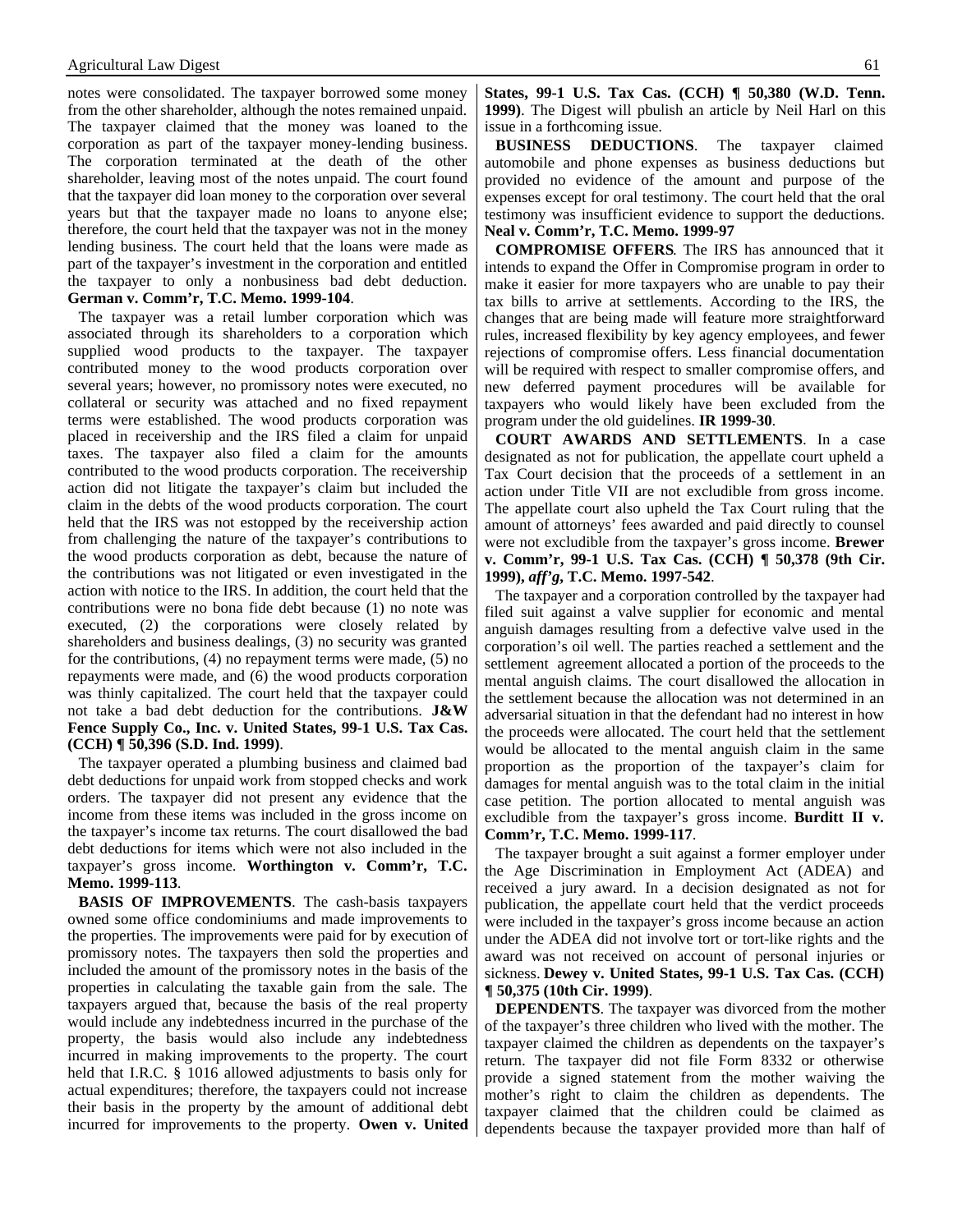notes were consolidated. The taxpayer borrowed some money from the other shareholder, although the notes remained unpaid. The taxpayer claimed that the money was loaned to the corporation as part of the taxpayer money-lending business. The corporation terminated at the death of the other shareholder, leaving most of the notes unpaid. The court found that the taxpayer did loan money to the corporation over several years but that the taxpayer made no loans to anyone else; therefore, the court held that the taxpayer was not in the money lending business. The court held that the loans were made as part of the taxpayer's investment in the corporation and entitled the taxpayer to only a nonbusiness bad debt deduction. **German v. Comm'r, T.C. Memo. 1999-104**.

The taxpayer was a retail lumber corporation which was associated through its shareholders to a corporation which supplied wood products to the taxpayer. The taxpayer contributed money to the wood products corporation over several years; however, no promissory notes were executed, no collateral or security was attached and no fixed repayment terms were established. The wood products corporation was placed in receivership and the IRS filed a claim for unpaid taxes. The taxpayer also filed a claim for the amounts contributed to the wood products corporation. The receivership action did not litigate the taxpayer's claim but included the claim in the debts of the wood products corporation. The court held that the IRS was not estopped by the receivership action from challenging the nature of the taxpayer's contributions to the wood products corporation as debt, because the nature of the contributions was not litigated or even investigated in the action with notice to the IRS. In addition, the court held that the contributions were no bona fide debt because (1) no note was executed, (2) the corporations were closely related by shareholders and business dealings, (3) no security was granted for the contributions, (4) no repayment terms were made, (5) no repayments were made, and (6) the wood products corporation was thinly capitalized. The court held that the taxpayer could not take a bad debt deduction for the contributions. **J&W Fence Supply Co., Inc. v. United States, 99-1 U.S. Tax Cas. (CCH) ¶ 50,396 (S.D. Ind. 1999)**.

The taxpayer operated a plumbing business and claimed bad debt deductions for unpaid work from stopped checks and work orders. The taxpayer did not present any evidence that the income from these items was included in the gross income on the taxpayer's income tax returns. The court disallowed the bad debt deductions for items which were not also included in the taxpayer's gross income. **Worthington v. Comm'r, T.C. Memo. 1999-113**.

**BASIS OF IMPROVEMENTS**. The cash-basis taxpayers owned some office condominiums and made improvements to the properties. The improvements were paid for by execution of promissory notes. The taxpayers then sold the properties and included the amount of the promissory notes in the basis of the properties in calculating the taxable gain from the sale. The taxpayers argued that, because the basis of the real property would include any indebtedness incurred in the purchase of the property, the basis would also include any indebtedness incurred in making improvements to the property. The court held that I.R.C. § 1016 allowed adjustments to basis only for actual expenditures; therefore, the taxpayers could not increase their basis in the property by the amount of additional debt incurred for improvements to the property. **Owen v. United States, 99-1 U.S. Tax Cas. (CCH) ¶ 50,380 (W.D. Tenn. 1999)**. The Digest will pbulish an article by Neil Harl on this issue in a forthcoming issue.

**BUSINESS DEDUCTIONS**. The taxpayer claimed automobile and phone expenses as business deductions but provided no evidence of the amount and purpose of the expenses except for oral testimony. The court held that the oral testimony was insufficient evidence to support the deductions. **Neal v. Comm'r, T.C. Memo. 1999-97**

**COMPROMISE OFFERS**. The IRS has announced that it intends to expand the Offer in Compromise program in order to make it easier for more taxpayers who are unable to pay their tax bills to arrive at settlements. According to the IRS, the changes that are being made will feature more straightforward rules, increased flexibility by key agency employees, and fewer rejections of compromise offers. Less financial documentation will be required with respect to smaller compromise offers, and new deferred payment procedures will be available for taxpayers who would likely have been excluded from the program under the old guidelines. **IR 1999-30**.

**COURT AWARDS AND SETTLEMENTS**. In a case designated as not for publication, the appellate court upheld a Tax Court decision that the proceeds of a settlement in an action under Title VII are not excludible from gross income. The appellate court also upheld the Tax Court ruling that the amount of attorneys' fees awarded and paid directly to counsel were not excludible from the taxpayer's gross income. **Brewer v. Comm'r, 99-1 U.S. Tax Cas. (CCH) ¶ 50,378 (9th Cir. 1999), *aff'g*, T.C. Memo. 1997-542**.

The taxpayer and a corporation controlled by the taxpayer had filed suit against a valve supplier for economic and mental anguish damages resulting from a defective valve used in the corporation's oil well. The parties reached a settlement and the settlement agreement allocated a portion of the proceeds to the mental anguish claims. The court disallowed the allocation in the settlement because the allocation was not determined in an adversarial situation in that the defendant had no interest in how the proceeds were allocated. The court held that the settlement would be allocated to the mental anguish claim in the same proportion as the proportion of the taxpayer's claim for damages for mental anguish was to the total claim in the initial case petition. The portion allocated to mental anguish was excludible from the taxpayer's gross income. **Burditt II v. Comm'r, T.C. Memo. 1999-117**.

The taxpayer brought a suit against a former employer under the Age Discrimination in Employment Act (ADEA) and received a jury award. In a decision designated as not for publication, the appellate court held that the verdict proceeds were included in the taxpayer's gross income because an action under the ADEA did not involve tort or tort-like rights and the award was not received on account of personal injuries or sickness. **Dewey v. United States, 99-1 U.S. Tax Cas. (CCH) ¶ 50,375 (10th Cir. 1999)**.

**DEPENDENTS**. The taxpayer was divorced from the mother of the taxpayer's three children who lived with the mother. The taxpayer claimed the children as dependents on the taxpayer's return. The taxpayer did not file Form 8332 or otherwise provide a signed statement from the mother waiving the mother's right to claim the children as dependents. The taxpayer claimed that the children could be claimed as dependents because the taxpayer provided more than half of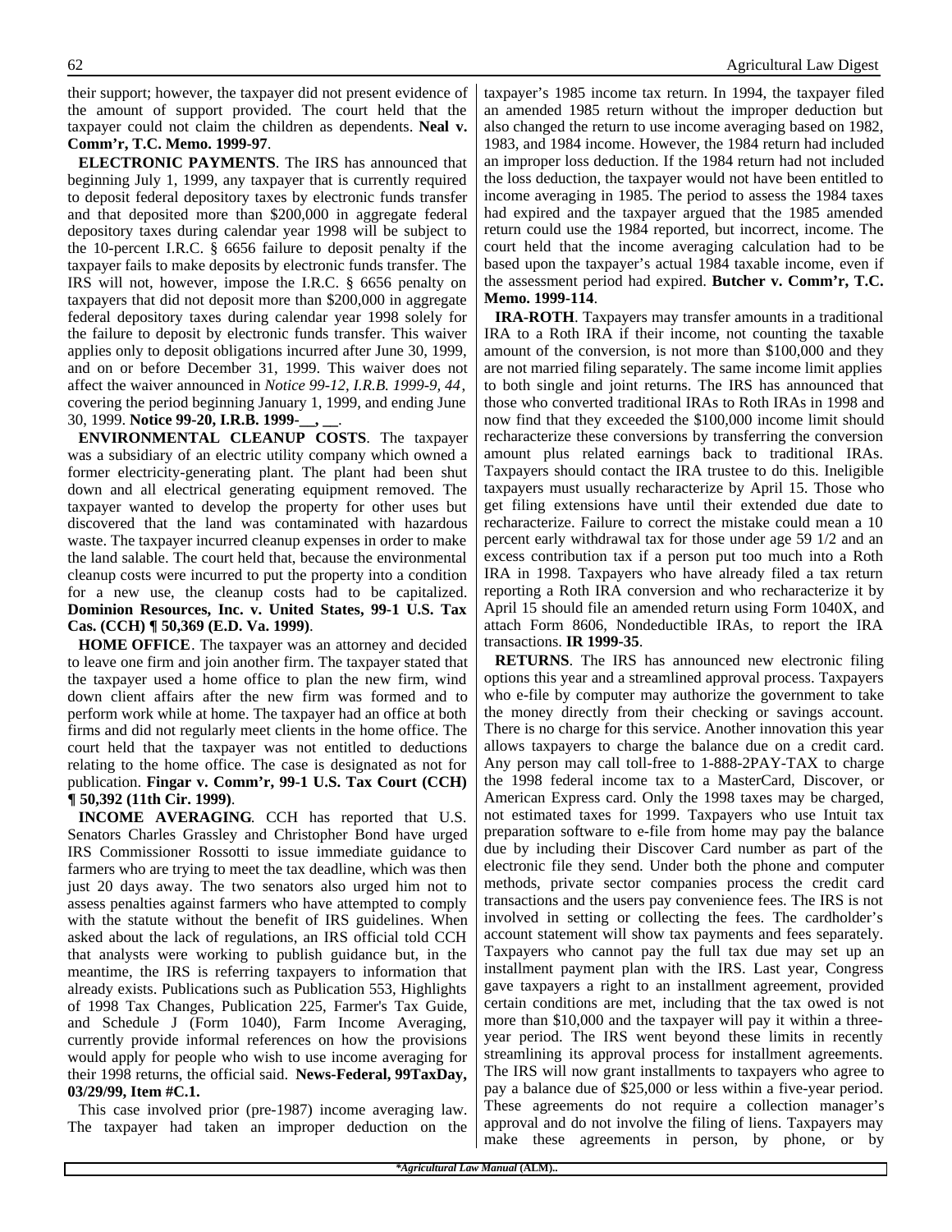their support; however, the taxpayer did not present evidence of the amount of support provided. The court held that the taxpayer could not claim the children as dependents. **Neal v. Comm'r, T.C. Memo. 1999-97**.

**ELECTRONIC PAYMENTS**. The IRS has announced that beginning July 1, 1999, any taxpayer that is currently required to deposit federal depository taxes by electronic funds transfer and that deposited more than $200,000 in aggregate federal depository taxes during calendar year 1998 will be subject to the 10-percent I.R.C. § 6656 failure to deposit penalty if the taxpayer fails to make deposits by electronic funds transfer. The IRS will not, however, impose the I.R.C. § 6656 penalty on taxpayers that did not deposit more than $200,000 in aggregate federal depository taxes during calendar year 1998 solely for the failure to deposit by electronic funds transfer. This waiver applies only to deposit obligations incurred after June 30, 1999, and on or before December 31, 1999. This waiver does not affect the waiver announced in *Notice 99-12, I.R.B. 1999-9, 44*, covering the period beginning January 1, 1999, and ending June 30, 1999. **Notice 99-20, I.R.B. 1999-__, __**.

**ENVIRONMENTAL CLEANUP COSTS**. The taxpayer was a subsidiary of an electric utility company which owned a former electricity-generating plant. The plant had been shut down and all electrical generating equipment removed. The taxpayer wanted to develop the property for other uses but discovered that the land was contaminated with hazardous waste. The taxpayer incurred cleanup expenses in order to make the land salable. The court held that, because the environmental cleanup costs were incurred to put the property into a condition for a new use, the cleanup costs had to be capitalized. **Dominion Resources, Inc. v. United States, 99-1 U.S. Tax Cas. (CCH) ¶ 50,369 (E.D. Va. 1999)**.

**HOME OFFICE**. The taxpayer was an attorney and decided to leave one firm and join another firm. The taxpayer stated that the taxpayer used a home office to plan the new firm, wind down client affairs after the new firm was formed and to perform work while at home. The taxpayer had an office at both firms and did not regularly meet clients in the home office. The court held that the taxpayer was not entitled to deductions relating to the home office. The case is designated as not for publication. **Fingar v. Comm'r, 99-1 U.S. Tax Court (CCH) ¶ 50,392 (11th Cir. 1999)**.

**INCOME AVERAGING**. CCH has reported that U.S. Senators Charles Grassley and Christopher Bond have urged IRS Commissioner Rossotti to issue immediate guidance to farmers who are trying to meet the tax deadline, which was then just 20 days away. The two senators also urged him not to assess penalties against farmers who have attempted to comply with the statute without the benefit of IRS guidelines. When asked about the lack of regulations, an IRS official told CCH that analysts were working to publish guidance but, in the meantime, the IRS is referring taxpayers to information that already exists. Publications such as Publication 553, Highlights of 1998 Tax Changes, Publication 225, Farmer's Tax Guide, and Schedule J (Form 1040), Farm Income Averaging, currently provide informal references on how the provisions would apply for people who wish to use income averaging for their 1998 returns, the official said. **News-Federal, 99TaxDay, 03/29/99, Item #C.1.**

This case involved prior (pre-1987) income averaging law. The taxpayer had taken an improper deduction on the taxpayer's 1985 income tax return. In 1994, the taxpayer filed an amended 1985 return without the improper deduction but also changed the return to use income averaging based on 1982, 1983, and 1984 income. However, the 1984 return had included an improper loss deduction. If the 1984 return had not included the loss deduction, the taxpayer would not have been entitled to income averaging in 1985. The period to assess the 1984 taxes had expired and the taxpayer argued that the 1985 amended return could use the 1984 reported, but incorrect, income. The court held that the income averaging calculation had to be based upon the taxpayer's actual 1984 taxable income, even if the assessment period had expired. **Butcher v. Comm'r, T.C. Memo. 1999-114**.

**IRA-ROTH**. Taxpayers may transfer amounts in a traditional IRA to a Roth IRA if their income, not counting the taxable amount of the conversion, is not more than $100,000 and they are not married filing separately. The same income limit applies to both single and joint returns. The IRS has announced that those who converted traditional IRAs to Roth IRAs in 1998 and now find that they exceeded the $100,000 income limit should recharacterize these conversions by transferring the conversion amount plus related earnings back to traditional IRAs. Taxpayers should contact the IRA trustee to do this. Ineligible taxpayers must usually recharacterize by April 15. Those who get filing extensions have until their extended due date to recharacterize. Failure to correct the mistake could mean a 10 percent early withdrawal tax for those under age 59 1/2 and an excess contribution tax if a person put too much into a Roth IRA in 1998. Taxpayers who have already filed a tax return reporting a Roth IRA conversion and who recharacterize it by April 15 should file an amended return using Form 1040X, and attach Form 8606, Nondeductible IRAs, to report the IRA transactions. **IR 1999-35**.

**RETURNS**. The IRS has announced new electronic filing options this year and a streamlined approval process. Taxpayers who e-file by computer may authorize the government to take the money directly from their checking or savings account. There is no charge for this service. Another innovation this year allows taxpayers to charge the balance due on a credit card. Any person may call toll-free to 1-888-2PAY-TAX to charge the 1998 federal income tax to a MasterCard, Discover, or American Express card. Only the 1998 taxes may be charged, not estimated taxes for 1999. Taxpayers who use Intuit tax preparation software to e-file from home may pay the balance due by including their Discover Card number as part of the electronic file they send. Under both the phone and computer methods, private sector companies process the credit card transactions and the users pay convenience fees. The IRS is not involved in setting or collecting the fees. The cardholder's account statement will show tax payments and fees separately. Taxpayers who cannot pay the full tax due may set up an installment payment plan with the IRS. Last year, Congress gave taxpayers a right to an installment agreement, provided certain conditions are met, including that the tax owed is not more than $10,000 and the taxpayer will pay it within a three-year period. The IRS went beyond these limits in recently streamlining its approval process for installment agreements. The IRS will now grant installments to taxpayers who agree to pay a balance due of $25,000 or less within a five-year period. These agreements do not require a collection manager's approval and do not involve the filing of liens. Taxpayers may make these agreements in person, by phone, or by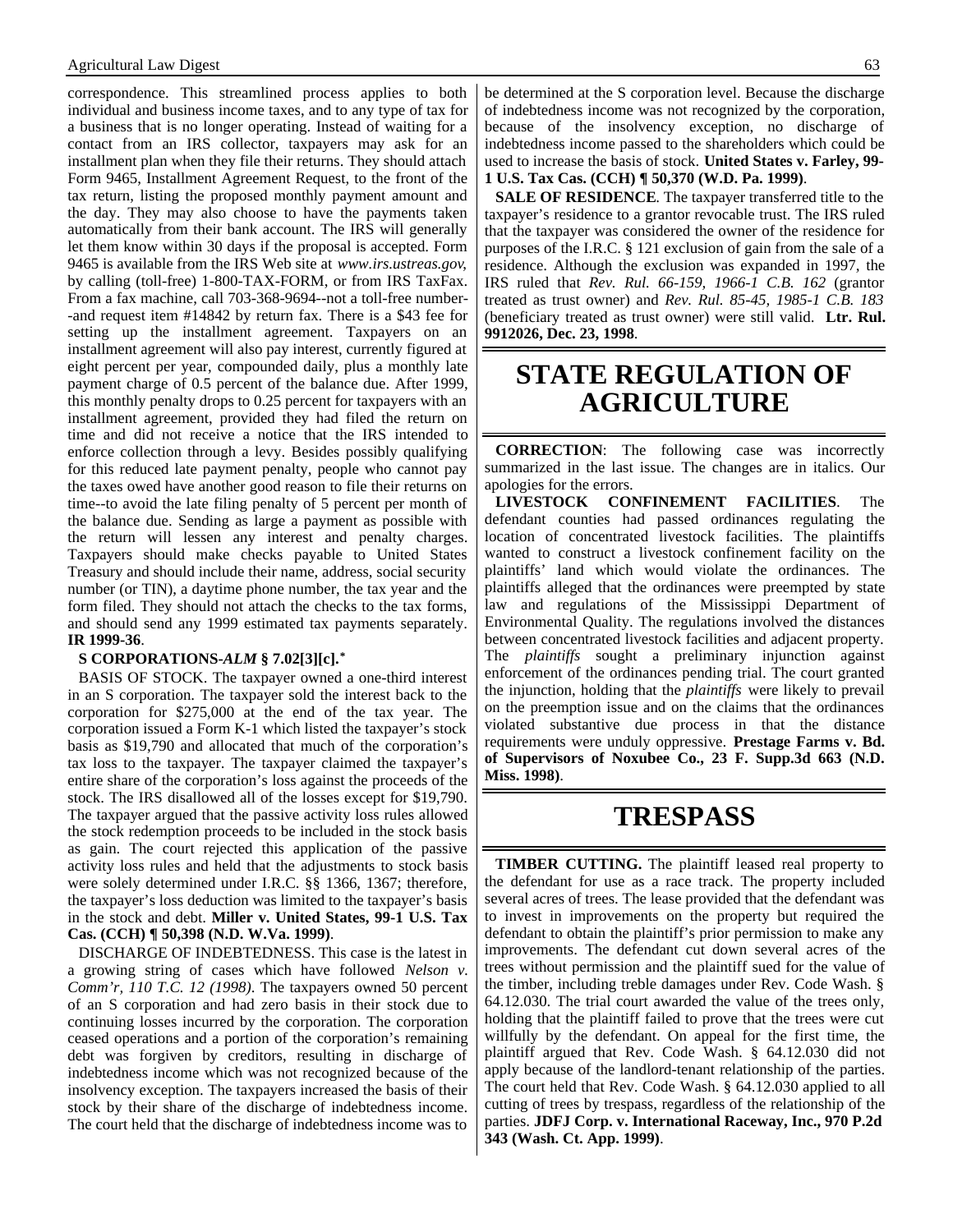correspondence. This streamlined process applies to both individual and business income taxes, and to any type of tax for a business that is no longer operating. Instead of waiting for a contact from an IRS collector, taxpayers may ask for an installment plan when they file their returns. They should attach Form 9465, Installment Agreement Request, to the front of the tax return, listing the proposed monthly payment amount and the day. They may also choose to have the payments taken automatically from their bank account. The IRS will generally let them know within 30 days if the proposal is accepted. Form 9465 is available from the IRS Web site at *www.irs.ustreas.gov*, by calling (toll-free) 1-800-TAX-FORM, or from IRS TaxFax. From a fax machine, call 703-368-9694--not a toll-free number--and request item #14842 by return fax. There is a $43 fee for setting up the installment agreement. Taxpayers on an installment agreement will also pay interest, currently figured at eight percent per year, compounded daily, plus a monthly late payment charge of 0.5 percent of the balance due. After 1999, this monthly penalty drops to 0.25 percent for taxpayers with an installment agreement, provided they had filed the return on time and did not receive a notice that the IRS intended to enforce collection through a levy. Besides possibly qualifying for this reduced late payment penalty, people who cannot pay the taxes owed have another good reason to file their returns on time--to avoid the late filing penalty of 5 percent per month of the balance due. Sending as large a payment as possible with the return will lessen any interest and penalty charges. Taxpayers should make checks payable to United States Treasury and should include their name, address, social security number (or TIN), a daytime phone number, the tax year and the form filed. They should not attach the checks to the tax forms, and should send any 1999 estimated tax payments separately. **IR 1999-36**.

**S CORPORATIONS-*ALM* § 7.02[3][c].***

BASIS OF STOCK. The taxpayer owned a one-third interest in an S corporation. The taxpayer sold the interest back to the corporation for $275,000 at the end of the tax year. The corporation issued a Form K-1 which listed the taxpayer's stock basis as $19,790 and allocated that much of the corporation's tax loss to the taxpayer. The taxpayer claimed the taxpayer's entire share of the corporation's loss against the proceeds of the stock. The IRS disallowed all of the losses except for $19,790. The taxpayer argued that the passive activity loss rules allowed the stock redemption proceeds to be included in the stock basis as gain. The court rejected this application of the passive activity loss rules and held that the adjustments to stock basis were solely determined under I.R.C. §§ 1366, 1367; therefore, the taxpayer's loss deduction was limited to the taxpayer's basis in the stock and debt. **Miller v. United States, 99-1 U.S. Tax Cas. (CCH) ¶ 50,398 (N.D. W.Va. 1999)**.

DISCHARGE OF INDEBTEDNESS. This case is the latest in a growing string of cases which have followed *Nelson v. Comm'r, 110 T.C. 12 (1998)*. The taxpayers owned 50 percent of an S corporation and had zero basis in their stock due to continuing losses incurred by the corporation. The corporation ceased operations and a portion of the corporation's remaining debt was forgiven by creditors, resulting in discharge of indebtedness income which was not recognized because of the insolvency exception. The taxpayers increased the basis of their stock by their share of the discharge of indebtedness income. The court held that the discharge of indebtedness income was to be determined at the S corporation level. Because the discharge of indebtedness income was not recognized by the corporation, because of the insolvency exception, no discharge of indebtedness income passed to the shareholders which could be used to increase the basis of stock. **United States v. Farley, 99-1 U.S. Tax Cas. (CCH) ¶ 50,370 (W.D. Pa. 1999)**.

**SALE OF RESIDENCE**. The taxpayer transferred title to the taxpayer's residence to a grantor revocable trust. The IRS ruled that the taxpayer was considered the owner of the residence for purposes of the I.R.C. § 121 exclusion of gain from the sale of a residence. Although the exclusion was expanded in 1997, the IRS ruled that *Rev. Rul. 66-159, 1966-1 C.B. 162* (grantor treated as trust owner) and *Rev. Rul. 85-45, 1985-1 C.B. 183* (beneficiary treated as trust owner) were still valid. **Ltr. Rul. 9912026, Dec. 23, 1998**.

# STATE REGULATION OF AGRICULTURE

**CORRECTION**: The following case was incorrectly summarized in the last issue. The changes are in italics. Our apologies for the errors.

**LIVESTOCK CONFINEMENT FACILITIES**. The defendant counties had passed ordinances regulating the location of concentrated livestock facilities. The plaintiffs wanted to construct a livestock confinement facility on the plaintiffs' land which would violate the ordinances. The plaintiffs alleged that the ordinances were preempted by state law and regulations of the Mississippi Department of Environmental Quality. The regulations involved the distances between concentrated livestock facilities and adjacent property. The *plaintiffs* sought a preliminary injunction against enforcement of the ordinances pending trial. The court granted the injunction, holding that the *plaintiffs* were likely to prevail on the preemption issue and on the claims that the ordinances violated substantive due process in that the distance requirements were unduly oppressive. **Prestage Farms v. Bd. of Supervisors of Noxubee Co., 23 F. Supp.3d 663 (N.D. Miss. 1998)**.

# TRESPASS

**TIMBER CUTTING.** The plaintiff leased real property to the defendant for use as a race track. The property included several acres of trees. The lease provided that the defendant was to invest in improvements on the property but required the defendant to obtain the plaintiff's prior permission to make any improvements. The defendant cut down several acres of the trees without permission and the plaintiff sued for the value of the timber, including treble damages under Rev. Code Wash. § 64.12.030. The trial court awarded the value of the trees only, holding that the plaintiff failed to prove that the trees were cut willfully by the defendant. On appeal for the first time, the plaintiff argued that Rev. Code Wash. § 64.12.030 did not apply because of the landlord-tenant relationship of the parties. The court held that Rev. Code Wash. § 64.12.030 applied to all cutting of trees by trespass, regardless of the relationship of the parties. **JDFJ Corp. v. International Raceway, Inc., 970 P.2d 343 (Wash. Ct. App. 1999)**.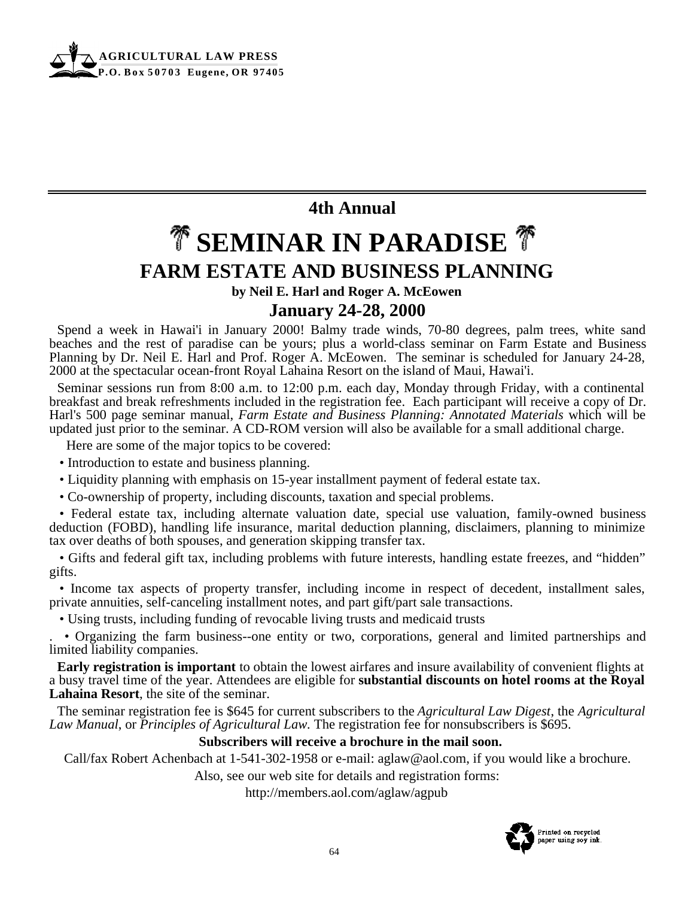AGRICULTURAL LAW PRESS
P.O. Box 50703 Eugene, OR 97405

---

## 4th Annual

# SEMINAR IN PARADISE

## FARM ESTATE AND BUSINESS PLANNING

**by Neil E. Harl and Roger A. McEowen**

## January 24-28, 2000

Spend a week in Hawai'i in January 2000! Balmy trade winds, 70-80 degrees, palm trees, white sand beaches and the rest of paradise can be yours; plus a world-class seminar on Farm Estate and Business Planning by Dr. Neil E. Harl and Prof. Roger A. McEowen. The seminar is scheduled for January 24-28, 2000 at the spectacular ocean-front Royal Lahaina Resort on the island of Maui, Hawai'i.

Seminar sessions run from 8:00 a.m. to 12:00 p.m. each day, Monday through Friday, with a continental breakfast and break refreshments included in the registration fee. Each participant will receive a copy of Dr. Harl's 500 page seminar manual, *Farm Estate and Business Planning: Annotated Materials* which will be updated just prior to the seminar. A CD-ROM version will also be available for a small additional charge.

Here are some of the major topics to be covered:

- Introduction to estate and business planning.
- Liquidity planning with emphasis on 15-year installment payment of federal estate tax.
- Co-ownership of property, including discounts, taxation and special problems.
- Federal estate tax, including alternate valuation date, special use valuation, family-owned business deduction (FOBD), handling life insurance, marital deduction planning, disclaimers, planning to minimize tax over deaths of both spouses, and generation skipping transfer tax.
- Gifts and federal gift tax, including problems with future interests, handling estate freezes, and "hidden" gifts.
- Income tax aspects of property transfer, including income in respect of decedent, installment sales, private annuities, self-canceling installment notes, and part gift/part sale transactions.
- Using trusts, including funding of revocable living trusts and medicaid trusts
- Organizing the farm business--one entity or two, corporations, general and limited partnerships and limited liability companies.

**Early registration is important** to obtain the lowest airfares and insure availability of convenient flights at a busy travel time of the year. Attendees are eligible for **substantial discounts on hotel rooms at the Royal Lahaina Resort**, the site of the seminar.

The seminar registration fee is $645 for current subscribers to the *Agricultural Law Digest*, the *Agricultural Law Manual*, or *Principles of Agricultural Law.* The registration fee for nonsubscribers is $695.

**Subscribers will receive a brochure in the mail soon.**

Call/fax Robert Achenbach at 1-541-302-1958 or e-mail: aglaw@aol.com, if you would like a brochure.

Also, see our web site for details and registration forms:

http://members.aol.com/aglaw/agpub

Printed on recycled paper using soy ink.